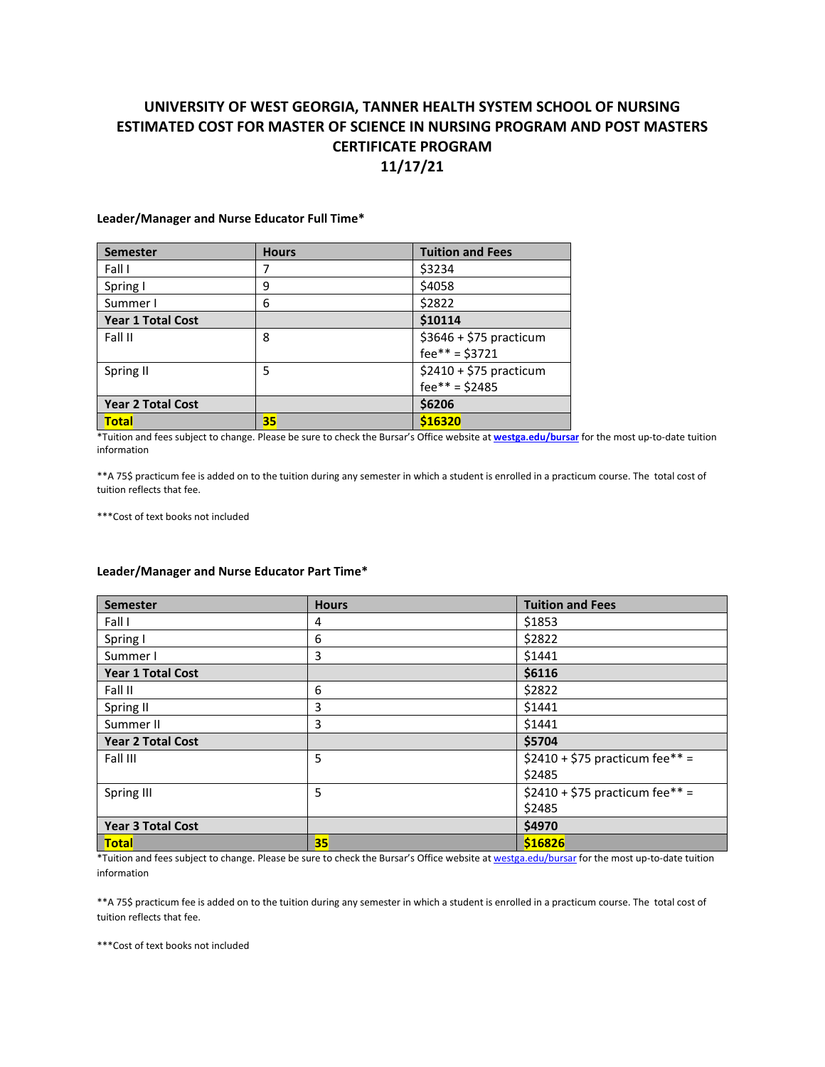# UNIVERSITY OF WEST GEORGIA, TANNER HEALTH SYSTEM SCHOOL OF NURSING ESTIMATED COST FOR MASTER OF SCIENCE IN NURSING PROGRAM AND POST MASTERS CERTIFICATE PROGRAM

## 11/17/21

**Leader/Manager and Nurse Educator Full Time***

| Semester | Hours | Tuition and Fees |
|---|---|---|
| Fall I | 7 | $3234 |
| Spring I | 9 | $4058 |
| Summer I | 6 | $2822 |
| **Year 1 Total Cost** | | **$10114** |
| Fall II | 8 | $3646 + $75 practicum fee** = $3721 |
| Spring II | 5 | $2410 + $75 practicum fee** = $2485 |
| **Year 2 Total Cost** | | **$6206** |
| **Total** | **35** | **$16320** |

*Tuition and fees subject to change. Please be sure to check the Bursar's Office website at **westga.edu/bursar** for the most up-to-date tuition information

**A 75$ practicum fee is added on to the tuition during any semester in which a student is enrolled in a practicum course. The total cost of tuition reflects that fee.

***Cost of text books not included

**Leader/Manager and Nurse Educator Part Time***

| Semester | Hours | Tuition and Fees |
|---|---|---|
| Fall I | 4 | $1853 |
| Spring I | 6 | $2822 |
| Summer I | 3 | $1441 |
| **Year 1 Total Cost** | | **$6116** |
| Fall II | 6 | $2822 |
| Spring II | 3 | $1441 |
| Summer II | 3 | $1441 |
| **Year 2 Total Cost** | | **$5704** |
| Fall III | 5 | $2410 + $75 practicum fee** = $2485 |
| Spring III | 5 | $2410 + $75 practicum fee** = $2485 |
| **Year 3 Total Cost** | | **$4970** |
| **Total** | **35** | **$16826** |

*Tuition and fees subject to change. Please be sure to check the Bursar's Office website at westga.edu/bursar for the most up-to-date tuition information

**A 75$ practicum fee is added on to the tuition during any semester in which a student is enrolled in a practicum course. The total cost of tuition reflects that fee.

***Cost of text books not included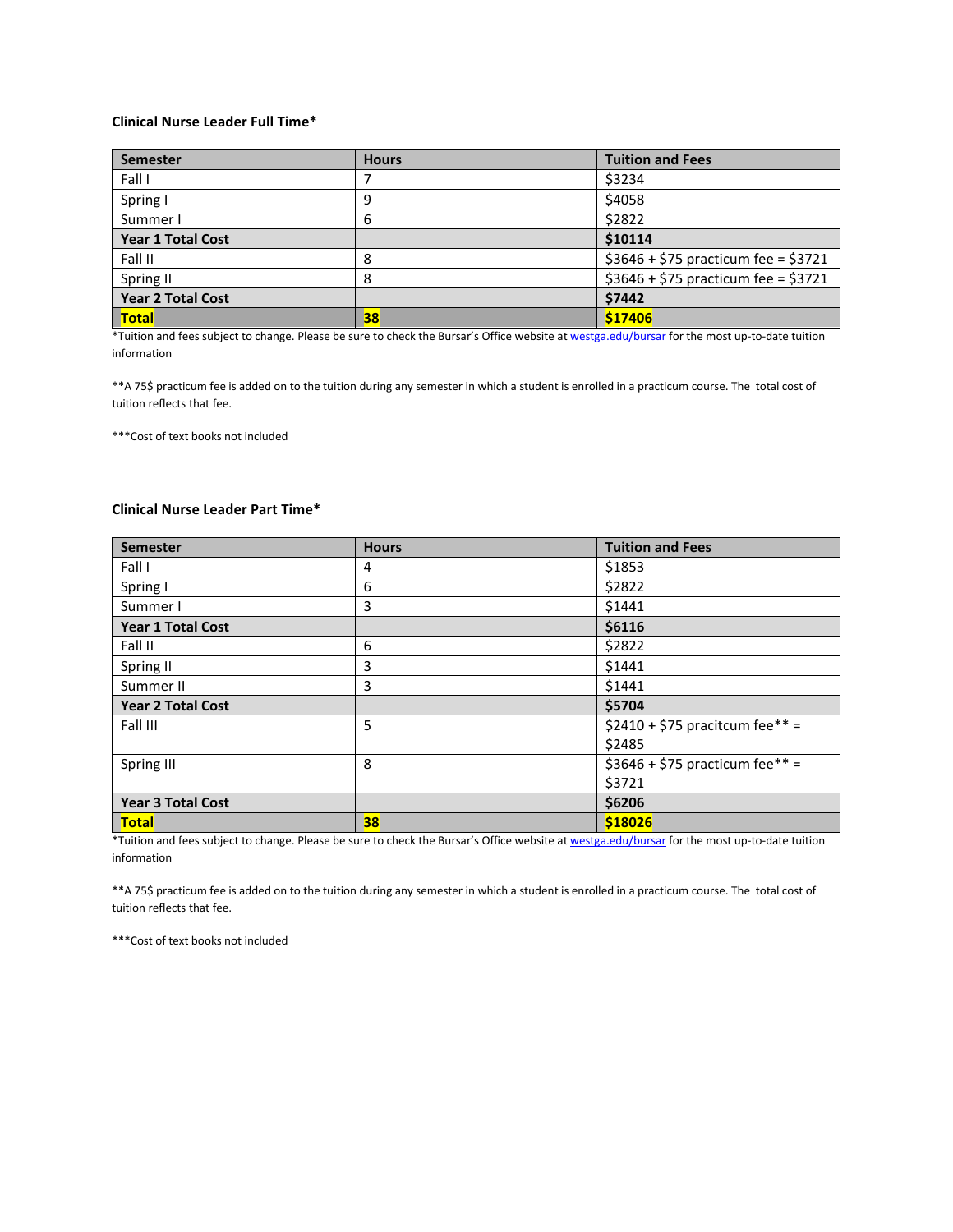**Clinical Nurse Leader Full Time***

| Semester | Hours | Tuition and Fees |
|---|---|---|
| Fall I | 7 | $3234 |
| Spring I | 9 | $4058 |
| Summer I | 6 | $2822 |
| **Year 1 Total Cost** | | **$10114** |
| Fall II | 8 | $3646 + $75 practicum fee = $3721 |
| Spring II | 8 | $3646 + $75 practicum fee = $3721 |
| **Year 2 Total Cost** | | **$7442** |
| **Total** | **38** | **$17406** |

*Tuition and fees subject to change. Please be sure to check the Bursar's Office website at westga.edu/bursar for the most up-to-date tuition information

**A 75$ practicum fee is added on to the tuition during any semester in which a student is enrolled in a practicum course. The total cost of tuition reflects that fee.

***Cost of text books not included

**Clinical Nurse Leader Part Time***

| Semester | Hours | Tuition and Fees |
|---|---|---|
| Fall I | 4 | $1853 |
| Spring I | 6 | $2822 |
| Summer I | 3 | $1441 |
| **Year 1 Total Cost** | | **$6116** |
| Fall II | 6 | $2822 |
| Spring II | 3 | $1441 |
| Summer II | 3 | $1441 |
| **Year 2 Total Cost** | | **$5704** |
| Fall III | 5 | $2410 + $75 pracitcum fee** = $2485 |
| Spring III | 8 | $3646 + $75 practicum fee** = $3721 |
| **Year 3 Total Cost** | | **$6206** |
| **Total** | **38** | **$18026** |

*Tuition and fees subject to change. Please be sure to check the Bursar's Office website at westga.edu/bursar for the most up-to-date tuition information

**A 75$ practicum fee is added on to the tuition during any semester in which a student is enrolled in a practicum course. The total cost of tuition reflects that fee.

***Cost of text books not included